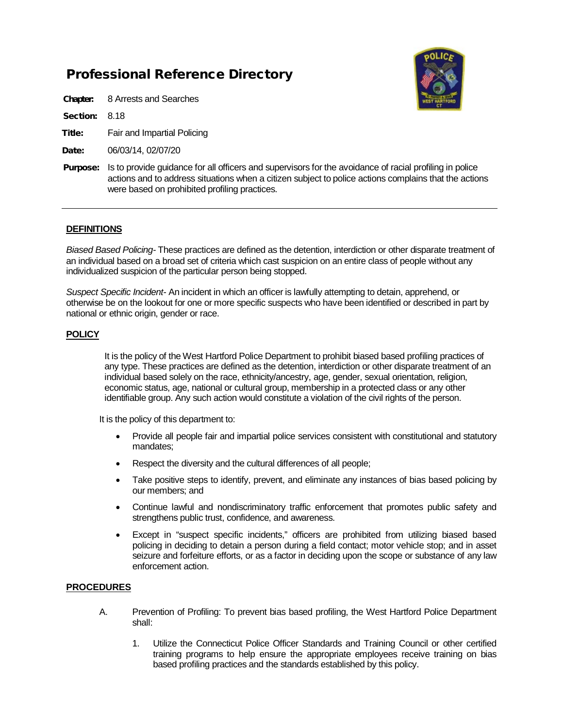# Professional Reference Directory

**Chapter:** 8 Arrests and Searches

**Section:** 8.18

**Title:** Fair and Impartial Policing

**Date:** 06/03/14, 02/07/20

**Purpose:** Is to provide guidance for all officers and supervisors for the avoidance of racial profiling in police actions and to address situations when a citizen subject to police actions complains that the actions were based on prohibited profiling practices.

---

## DEFINITIONS

*Biased Based Policing*- These practices are defined as the detention, interdiction or other disparate treatment of an individual based on a broad set of criteria which cast suspicion on an entire class of people without any individualized suspicion of the particular person being stopped.

*Suspect Specific Incident*- An incident in which an officer is lawfully attempting to detain, apprehend, or otherwise be on the lookout for one or more specific suspects who have been identified or described in part by national or ethnic origin, gender or race.

## POLICY

It is the policy of the West Hartford Police Department to prohibit biased based profiling practices of any type. These practices are defined as the detention, interdiction or other disparate treatment of an individual based solely on the race, ethnicity/ancestry, age, gender, sexual orientation, religion, economic status, age, national or cultural group, membership in a protected class or any other identifiable group. Any such action would constitute a violation of the civil rights of the person.

It is the policy of this department to:

- Provide all people fair and impartial police services consistent with constitutional and statutory mandates;
- Respect the diversity and the cultural differences of all people;
- Take positive steps to identify, prevent, and eliminate any instances of bias based policing by our members; and
- Continue lawful and nondiscriminatory traffic enforcement that promotes public safety and strengthens public trust, confidence, and awareness.
- Except in "suspect specific incidents," officers are prohibited from utilizing biased based policing in deciding to detain a person during a field contact; motor vehicle stop; and in asset seizure and forfeiture efforts, or as a factor in deciding upon the scope or substance of any law enforcement action.

## PROCEDURES

A. Prevention of Profiling: To prevent bias based profiling, the West Hartford Police Department shall:

1. Utilize the Connecticut Police Officer Standards and Training Council or other certified training programs to help ensure the appropriate employees receive training on bias based profiling practices and the standards established by this policy.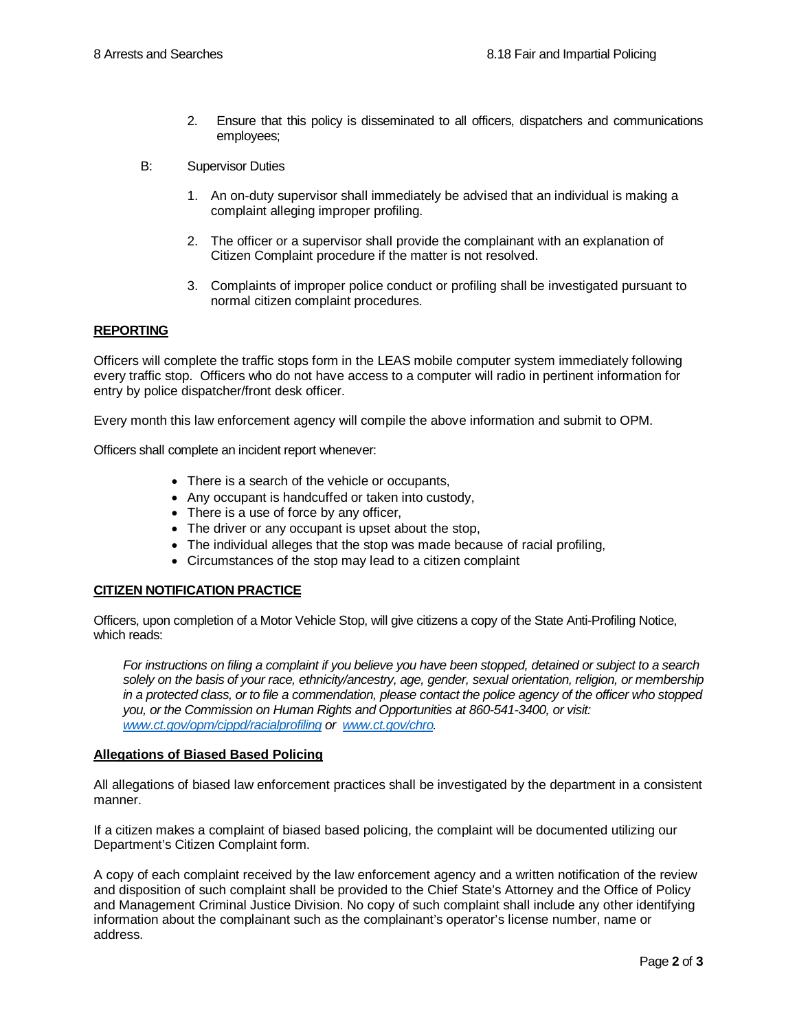2. Ensure that this policy is disseminated to all officers, dispatchers and communications employees;

B: Supervisor Duties

1. An on-duty supervisor shall immediately be advised that an individual is making a complaint alleging improper profiling.
2. The officer or a supervisor shall provide the complainant with an explanation of Citizen Complaint procedure if the matter is not resolved.
3. Complaints of improper police conduct or profiling shall be investigated pursuant to normal citizen complaint procedures.

**REPORTING**

Officers will complete the traffic stops form in the LEAS mobile computer system immediately following every traffic stop. Officers who do not have access to a computer will radio in pertinent information for entry by police dispatcher/front desk officer.

Every month this law enforcement agency will compile the above information and submit to OPM.

Officers shall complete an incident report whenever:

- There is a search of the vehicle or occupants,
- Any occupant is handcuffed or taken into custody,
- There is a use of force by any officer,
- The driver or any occupant is upset about the stop,
- The individual alleges that the stop was made because of racial profiling,
- Circumstances of the stop may lead to a citizen complaint

**CITIZEN NOTIFICATION PRACTICE**

Officers, upon completion of a Motor Vehicle Stop, will give citizens a copy of the State Anti-Profiling Notice, which reads:

*For instructions on filing a complaint if you believe you have been stopped, detained or subject to a search solely on the basis of your race, ethnicity/ancestry, age, gender, sexual orientation, religion, or membership in a protected class, or to file a commendation, please contact the police agency of the officer who stopped you, or the Commission on Human Rights and Opportunities at 860-541-3400, or visit: www.ct.gov/opm/cjppd/racialprofiling or www.ct.gov/chro.*

**Allegations of Biased Based Policing**

All allegations of biased law enforcement practices shall be investigated by the department in a consistent manner.

If a citizen makes a complaint of biased based policing, the complaint will be documented utilizing our Department's Citizen Complaint form.

A copy of each complaint received by the law enforcement agency and a written notification of the review and disposition of such complaint shall be provided to the Chief State's Attorney and the Office of Policy and Management Criminal Justice Division. No copy of such complaint shall include any other identifying information about the complainant such as the complainant's operator's license number, name or address.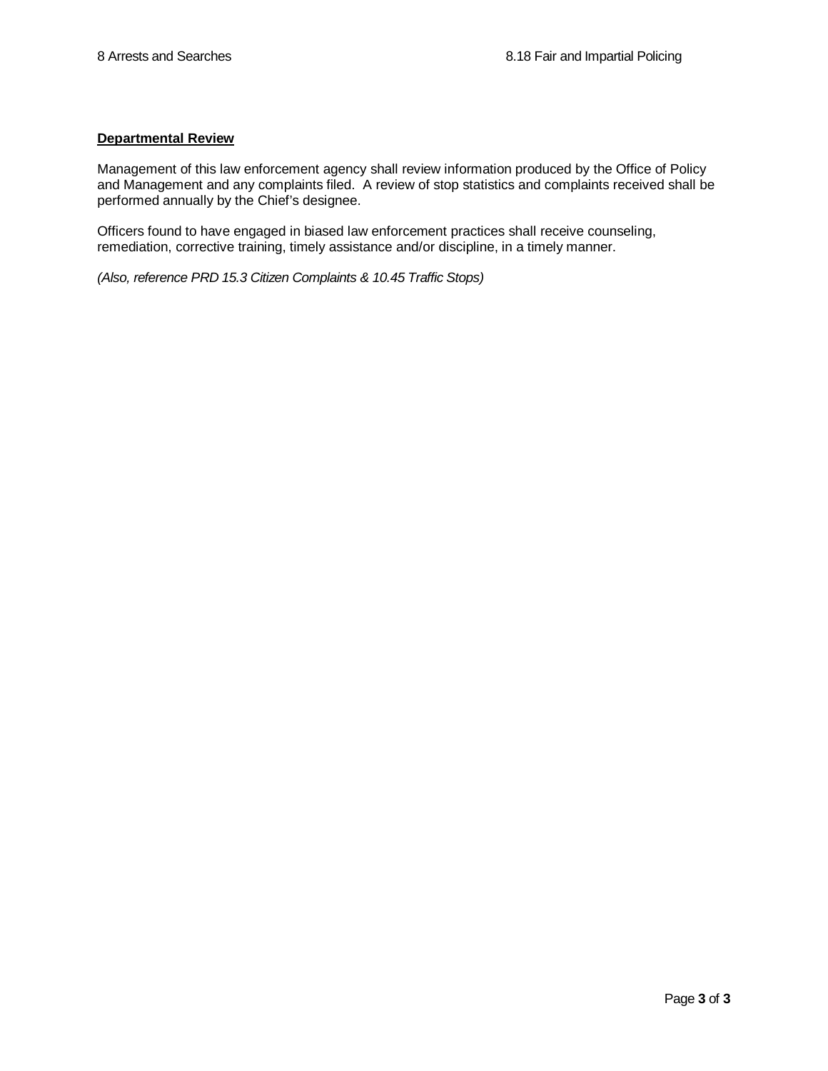**Departmental Review**

Management of this law enforcement agency shall review information produced by the Office of Policy and Management and any complaints filed. A review of stop statistics and complaints received shall be performed annually by the Chief's designee.

Officers found to have engaged in biased law enforcement practices shall receive counseling, remediation, corrective training, timely assistance and/or discipline, in a timely manner.

*(Also, reference PRD 15.3 Citizen Complaints & 10.45 Traffic Stops)*